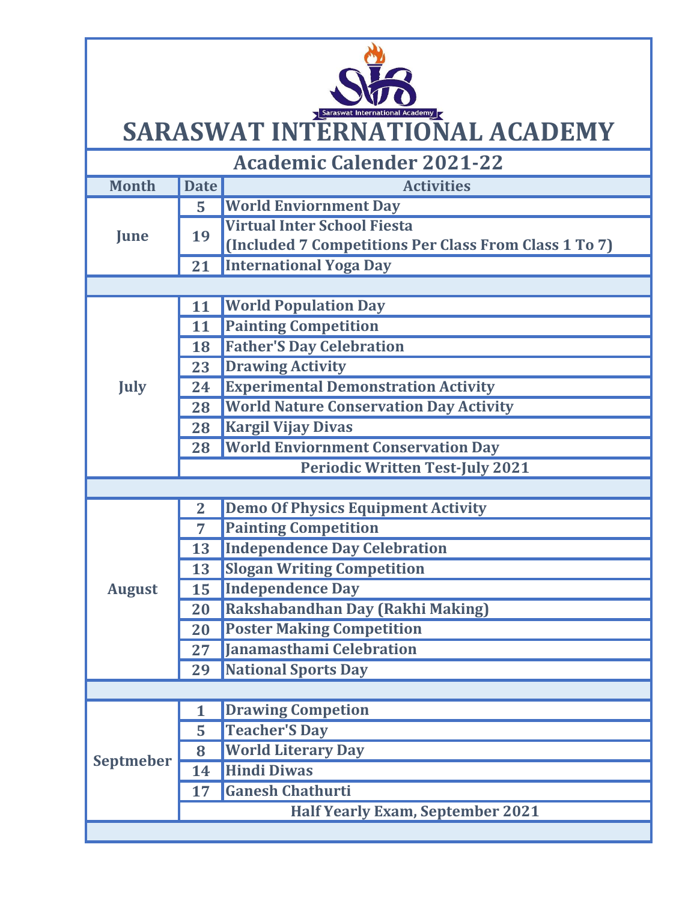# SARASWAT INTERNATIONAL ACADEMY

## Academic Calender 2021-22

| Month | Date | Activities |
|---|---|---|
| June | 5 | World Enviornment Day |
| | 19 | Virtual Inter School Fiesta (Included 7 Competitions Per Class From Class 1 To 7) |
| | 21 | International Yoga Day |
| | | |
| July | 11 | World Population Day |
| | 11 | Painting Competition |
| | 18 | Father'S Day Celebration |
| | 23 | Drawing Activity |
| | 24 | Experimental Demonstration Activity |
| | 28 | World Nature Conservation Day Activity |
| | 28 | Kargil Vijay Divas |
| | 28 | World Enviornment Conservation Day |
| | Periodic Written Test-July 2021 | |
| | | |
| August | 2 | Demo Of Physics Equipment Activity |
| | 7 | Painting Competition |
| | 13 | Independence Day Celebration |
| | 13 | Slogan Writing Competition |
| | 15 | Independence Day |
| | 20 | Rakshabandhan Day (Rakhi Making) |
| | 20 | Poster Making Competition |
| | 27 | Janamasthami Celebration |
| | 29 | National Sports Day |
| | | |
| Septmeber | 1 | Drawing Competion |
| | 5 | Teacher'S Day |
| | 8 | World Literary Day |
| | 14 | Hindi Diwas |
| | 17 | Ganesh Chathurti |
| | Half Yearly Exam, September 2021 | |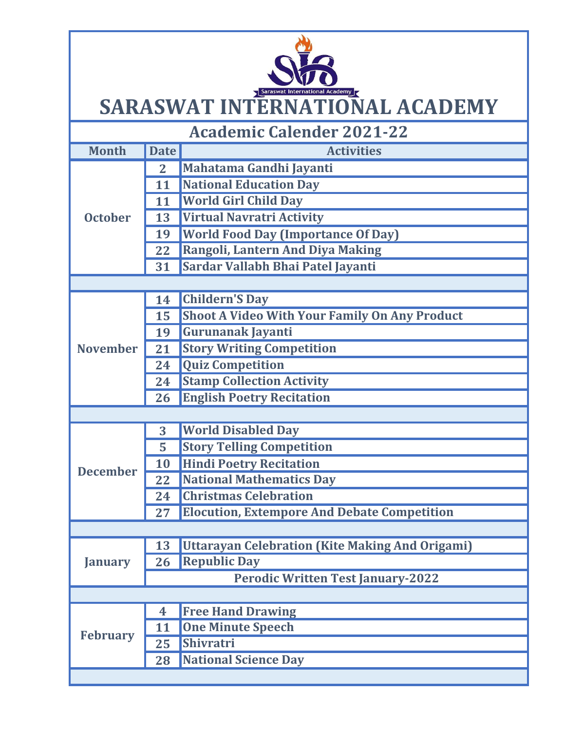# SARASWAT INTERNATIONAL ACADEMY

## Academic Calender 2021-22

| Month | Date | Activities |
|---|---|---|
| October | 2 | Mahatama Gandhi Jayanti |
| | 11 | National Education Day |
| | 11 | World Girl Child Day |
| | 13 | Virtual Navratri Activity |
| | 19 | World Food Day (Importance Of Day) |
| | 22 | Rangoli, Lantern And Diya Making |
| | 31 | Sardar Vallabh Bhai Patel Jayanti |
| | | |
| November | 14 | Childern'S Day |
| | 15 | Shoot A Video With Your Family On Any Product |
| | 19 | Gurunanak Jayanti |
| | 21 | Story Writing Competition |
| | 24 | Quiz Competition |
| | 24 | Stamp Collection Activity |
| | 26 | English Poetry Recitation |
| | | |
| December | 3 | World Disabled Day |
| | 5 | Story Telling Competition |
| | 10 | Hindi Poetry Recitation |
| | 22 | National Mathematics Day |
| | 24 | Christmas Celebration |
| | 27 | Elocution, Extempore And Debate Competition |
| | | |
| January | 13 | Uttarayan Celebration (Kite Making And Origami) |
| | 26 | Republic Day |
| | Perodic Written Test January-2022 | |
| | | |
| February | 4 | Free Hand Drawing |
| | 11 | One Minute Speech |
| | 25 | Shivratri |
| | 28 | National Science Day |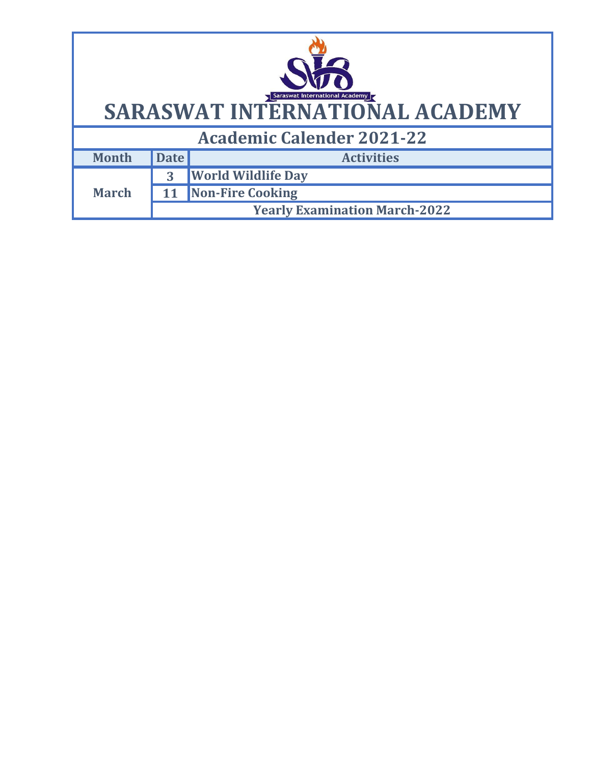# SARASWAT INTERNATIONAL ACADEMY

## Academic Calender 2021-22

| Month | Date | Activities |
|---|---|---|
| March | 3 | World Wildlife Day |
| | 11 | Non-Fire Cooking |
| | Yearly Examination March-2022 | |